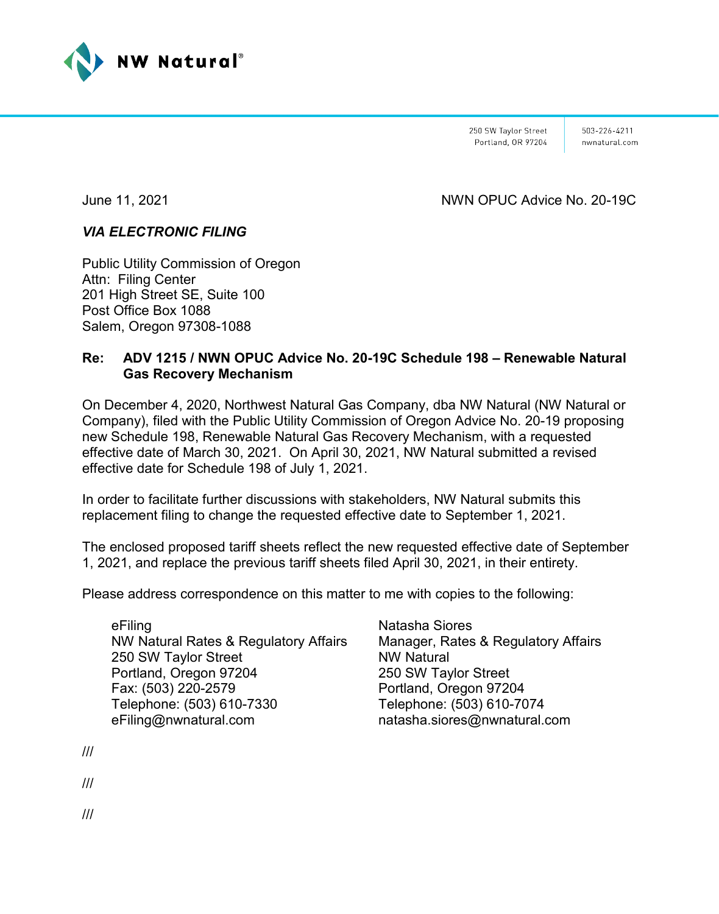NW Natural®

250 SW Taylor Street
Portland, OR 97204

503-226-4211
nwnatural.com

June 11, 2021 NWN OPUC Advice No. 20-19C

***VIA ELECTRONIC FILING***

Public Utility Commission of Oregon
Attn: Filing Center
201 High Street SE, Suite 100
Post Office Box 1088
Salem, Oregon 97308-1088

**Re: ADV 1215 / NWN OPUC Advice No. 20-19C Schedule 198 – Renewable Natural Gas Recovery Mechanism**

On December 4, 2020, Northwest Natural Gas Company, dba NW Natural (NW Natural or Company), filed with the Public Utility Commission of Oregon Advice No. 20-19 proposing new Schedule 198, Renewable Natural Gas Recovery Mechanism, with a requested effective date of March 30, 2021. On April 30, 2021, NW Natural submitted a revised effective date for Schedule 198 of July 1, 2021.

In order to facilitate further discussions with stakeholders, NW Natural submits this replacement filing to change the requested effective date to September 1, 2021.

The enclosed proposed tariff sheets reflect the new requested effective date of September 1, 2021, and replace the previous tariff sheets filed April 30, 2021, in their entirety.

Please address correspondence on this matter to me with copies to the following:

eFiling
NW Natural Rates & Regulatory Affairs
250 SW Taylor Street
Portland, Oregon 97204
Fax: (503) 220-2579
Telephone: (503) 610-7330
eFiling@nwnatural.com

Natasha Siores
Manager, Rates & Regulatory Affairs
NW Natural
250 SW Taylor Street
Portland, Oregon 97204
Telephone: (503) 610-7074
natasha.siores@nwnatural.com

///

///

///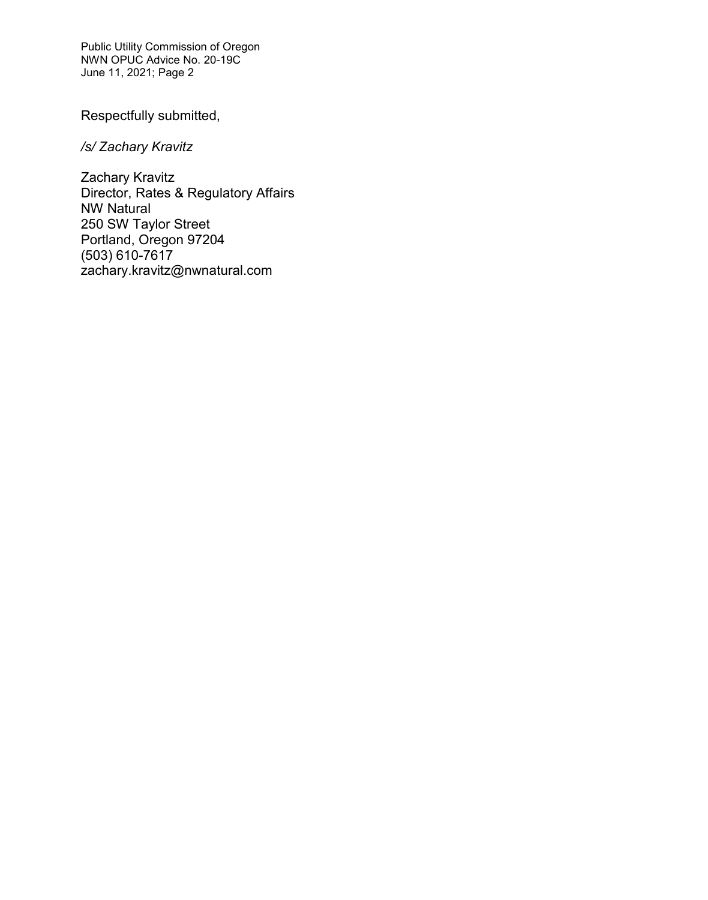Respectfully submitted,

*/s/ Zachary Kravitz*

Zachary Kravitz
Director, Rates & Regulatory Affairs
NW Natural
250 SW Taylor Street
Portland, Oregon 97204
(503) 610-7617
zachary.kravitz@nwnatural.com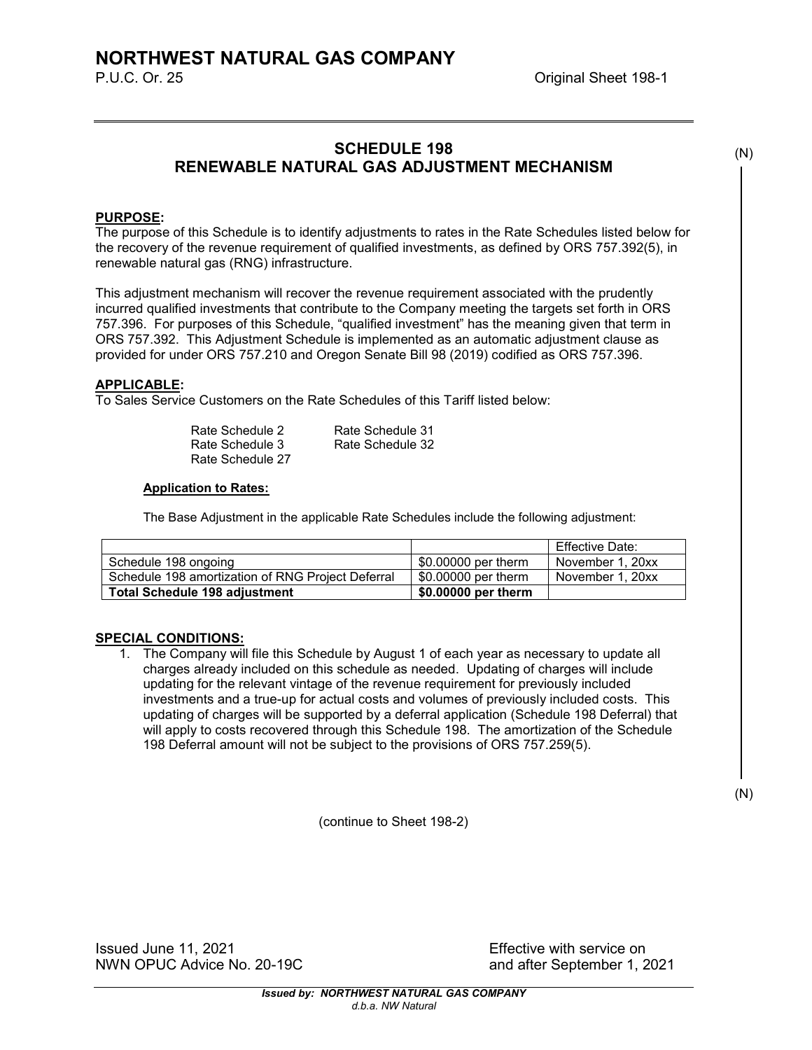# NORTHWEST NATURAL GAS COMPANY

P.U.C. Or. 25 Original Sheet 198-1

## SCHEDULE 198
## RENEWABLE NATURAL GAS ADJUSTMENT MECHANISM

(N)

**PURPOSE:**

The purpose of this Schedule is to identify adjustments to rates in the Rate Schedules listed below for the recovery of the revenue requirement of qualified investments, as defined by ORS 757.392(5), in renewable natural gas (RNG) infrastructure.

This adjustment mechanism will recover the revenue requirement associated with the prudently incurred qualified investments that contribute to the Company meeting the targets set forth in ORS 757.396. For purposes of this Schedule, "qualified investment" has the meaning given that term in ORS 757.392. This Adjustment Schedule is implemented as an automatic adjustment clause as provided for under ORS 757.210 and Oregon Senate Bill 98 (2019) codified as ORS 757.396.

**APPLICABLE:**

To Sales Service Customers on the Rate Schedules of this Tariff listed below:

Rate Schedule 2 Rate Schedule 31
Rate Schedule 3 Rate Schedule 32
Rate Schedule 27

**Application to Rates:**

The Base Adjustment in the applicable Rate Schedules include the following adjustment:

| | | Effective Date: |
|---|---|---|
| Schedule 198 ongoing | $0.00000 per therm | November 1, 20xx |
| Schedule 198 amortization of RNG Project Deferral | $0.00000 per therm | November 1, 20xx |
| **Total Schedule 198 adjustment** | **$0.00000 per therm** | |

**SPECIAL CONDITIONS:**

1. The Company will file this Schedule by August 1 of each year as necessary to update all charges already included on this schedule as needed. Updating of charges will include updating for the relevant vintage of the revenue requirement for previously included investments and a true-up for actual costs and volumes of previously included costs. This updating of charges will be supported by a deferral application (Schedule 198 Deferral) that will apply to costs recovered through this Schedule 198. The amortization of the Schedule 198 Deferral amount will not be subject to the provisions of ORS 757.259(5).

(N)

(continue to Sheet 198-2)

Issued June 11, 2021
NWN OPUC Advice No. 20-19C

Effective with service on
and after September 1, 2021

*Issued by: NORTHWEST NATURAL GAS COMPANY*
*d.b.a. NW Natural*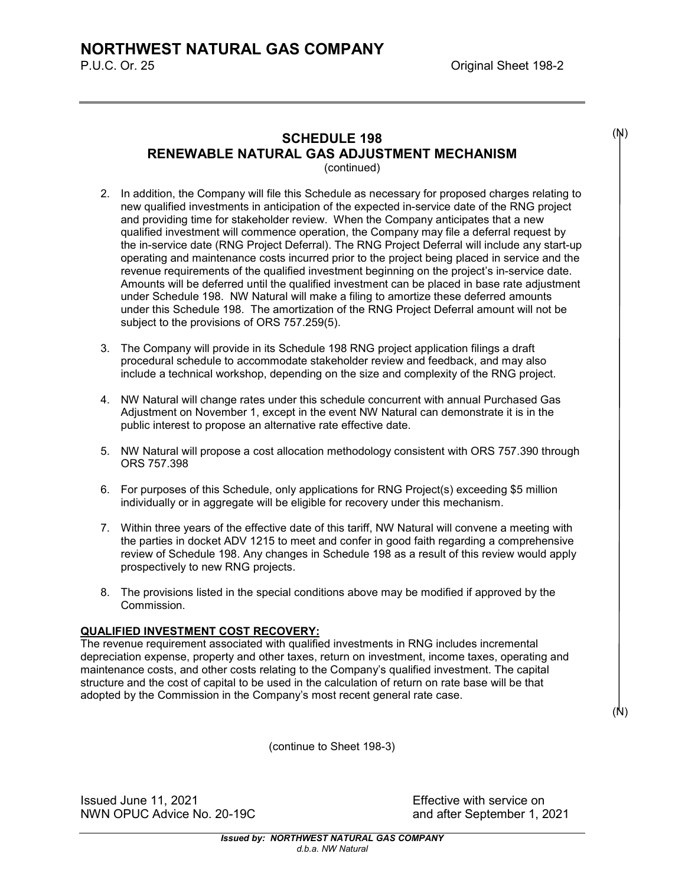# NORTHWEST NATURAL GAS COMPANY

P.U.C. Or. 25 Original Sheet 198-2

## SCHEDULE 198
## RENEWABLE NATURAL GAS ADJUSTMENT MECHANISM
(continued)

(N)

2. In addition, the Company will file this Schedule as necessary for proposed charges relating to new qualified investments in anticipation of the expected in-service date of the RNG project and providing time for stakeholder review. When the Company anticipates that a new qualified investment will commence operation, the Company may file a deferral request by the in-service date (RNG Project Deferral). The RNG Project Deferral will include any start-up operating and maintenance costs incurred prior to the project being placed in service and the revenue requirements of the qualified investment beginning on the project's in-service date. Amounts will be deferred until the qualified investment can be placed in base rate adjustment under Schedule 198. NW Natural will make a filing to amortize these deferred amounts under this Schedule 198. The amortization of the RNG Project Deferral amount will not be subject to the provisions of ORS 757.259(5).

3. The Company will provide in its Schedule 198 RNG project application filings a draft procedural schedule to accommodate stakeholder review and feedback, and may also include a technical workshop, depending on the size and complexity of the RNG project.

4. NW Natural will change rates under this schedule concurrent with annual Purchased Gas Adjustment on November 1, except in the event NW Natural can demonstrate it is in the public interest to propose an alternative rate effective date.

5. NW Natural will propose a cost allocation methodology consistent with ORS 757.390 through ORS 757.398

6. For purposes of this Schedule, only applications for RNG Project(s) exceeding $5 million individually or in aggregate will be eligible for recovery under this mechanism.

7. Within three years of the effective date of this tariff, NW Natural will convene a meeting with the parties in docket ADV 1215 to meet and confer in good faith regarding a comprehensive review of Schedule 198. Any changes in Schedule 198 as a result of this review would apply prospectively to new RNG projects.

8. The provisions listed in the special conditions above may be modified if approved by the Commission.

**QUALIFIED INVESTMENT COST RECOVERY:**

The revenue requirement associated with qualified investments in RNG includes incremental depreciation expense, property and other taxes, return on investment, income taxes, operating and maintenance costs, and other costs relating to the Company's qualified investment. The capital structure and the cost of capital to be used in the calculation of return on rate base will be that adopted by the Commission in the Company's most recent general rate case.

(N)

(continue to Sheet 198-3)

Issued June 11, 2021 Effective with service on
NWN OPUC Advice No. 20-19C and after September 1, 2021

*Issued by: NORTHWEST NATURAL GAS COMPANY*
*d.b.a. NW Natural*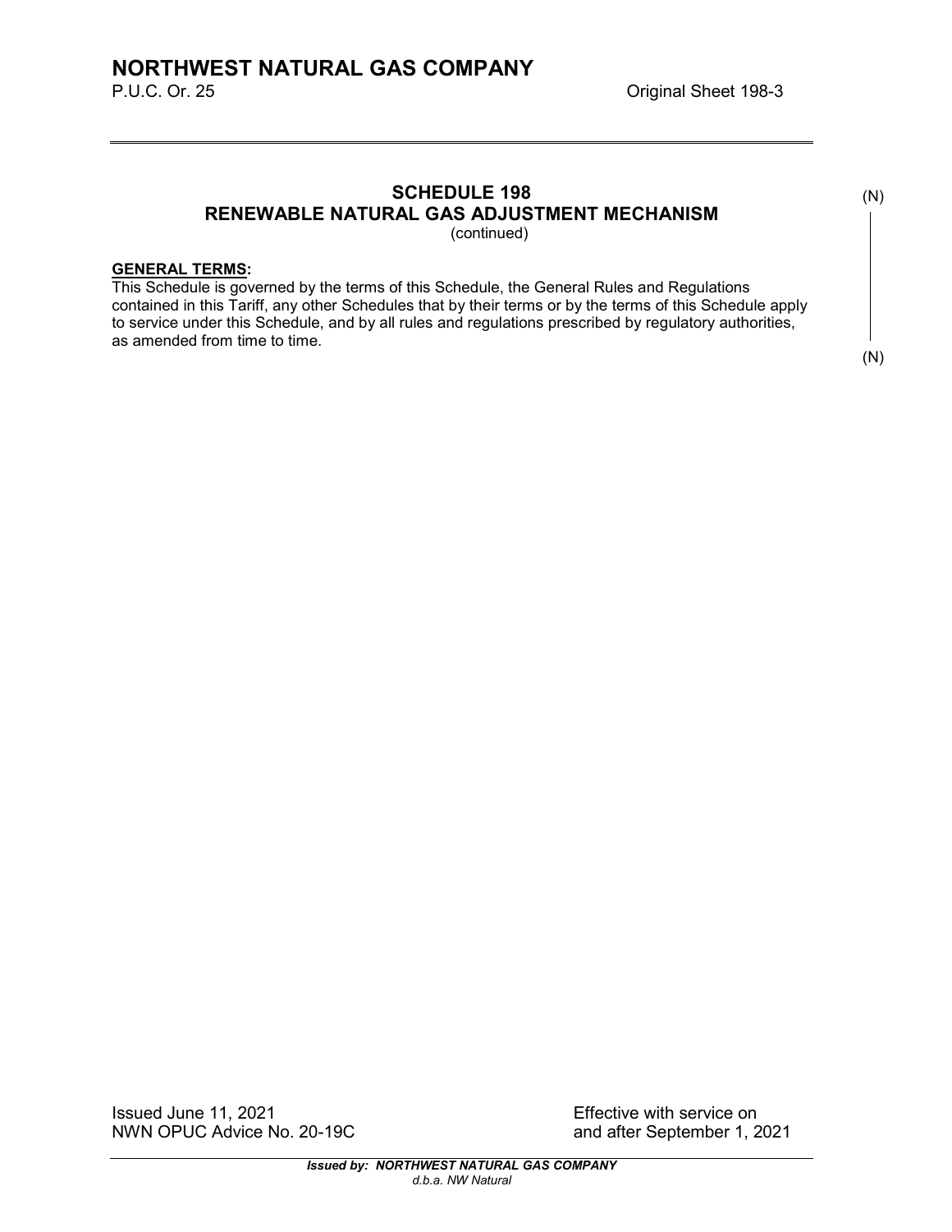# SCHEDULE 198
## RENEWABLE NATURAL GAS ADJUSTMENT MECHANISM
(continued)

(N)

**GENERAL TERMS:**

This Schedule is governed by the terms of this Schedule, the General Rules and Regulations contained in this Tariff, any other Schedules that by their terms or by the terms of this Schedule apply to service under this Schedule, and by all rules and regulations prescribed by regulatory authorities, as amended from time to time.

(N)

Issued June 11, 2021
NWN OPUC Advice No. 20-19C

Effective with service on
and after September 1, 2021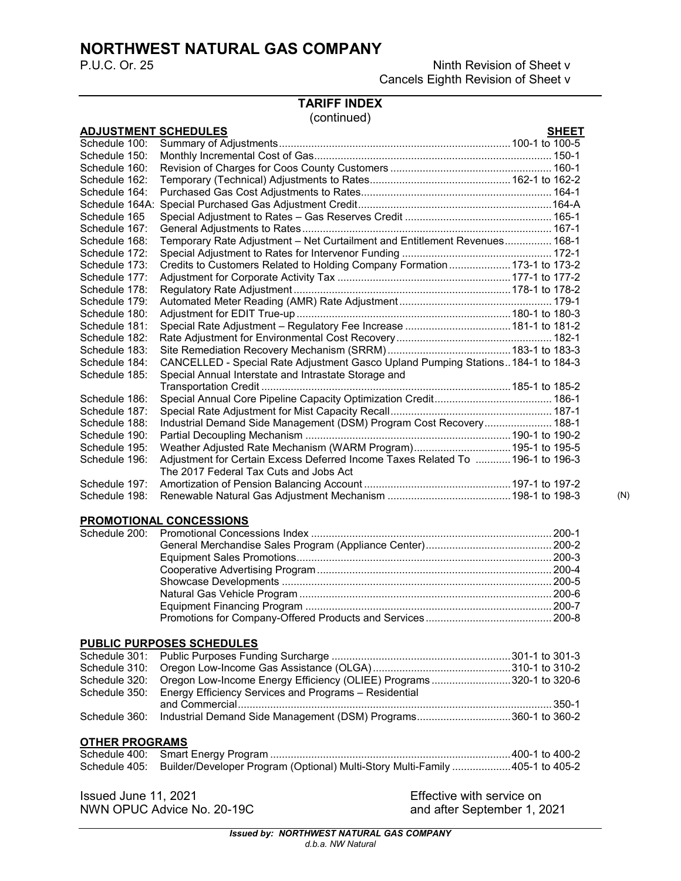# NORTHWEST NATURAL GAS COMPANY

P.U.C. Or. 25

Ninth Revision of Sheet v
Cancels Eighth Revision of Sheet v

## TARIFF INDEX
(continued)

### ADJUSTMENT SCHEDULES

| ADJUSTMENT SCHEDULES | | SHEET | |
|---|---|---|---|
| Schedule 100: | Summary of Adjustments | 100-1 to 100-5 | |
| Schedule 150: | Monthly Incremental Cost of Gas | 150-1 | |
| Schedule 160: | Revision of Charges for Coos County Customers | 160-1 | |
| Schedule 162: | Temporary (Technical) Adjustments to Rates | 162-1 to 162-2 | |
| Schedule 164: | Purchased Gas Cost Adjustments to Rates | 164-1 | |
| Schedule 164A: | Special Purchased Gas Adjustment Credit | 164-A | |
| Schedule 165 | Special Adjustment to Rates – Gas Reserves Credit | 165-1 | |
| Schedule 167: | General Adjustments to Rates | 167-1 | |
| Schedule 168: | Temporary Rate Adjustment – Net Curtailment and Entitlement Revenues | 168-1 | |
| Schedule 172: | Special Adjustment to Rates for Intervenor Funding | 172-1 | |
| Schedule 173: | Credits to Customers Related to Holding Company Formation | 173-1 to 173-2 | |
| Schedule 177: | Adjustment for Corporate Activity Tax | 177-1 to 177-2 | |
| Schedule 178: | Regulatory Rate Adjustment | 178-1 to 178-2 | |
| Schedule 179: | Automated Meter Reading (AMR) Rate Adjustment | 179-1 | |
| Schedule 180: | Adjustment for EDIT True-up | 180-1 to 180-3 | |
| Schedule 181: | Special Rate Adjustment – Regulatory Fee Increase | 181-1 to 181-2 | |
| Schedule 182: | Rate Adjustment for Environmental Cost Recovery | 182-1 | |
| Schedule 183: | Site Remediation Recovery Mechanism (SRRM) | 183-1 to 183-3 | |
| Schedule 184: | CANCELLED - Special Rate Adjustment Gasco Upland Pumping Stations | 184-1 to 184-3 | |
| Schedule 185: | Special Annual Interstate and Intrastate Storage and Transportation Credit | 185-1 to 185-2 | |
| Schedule 186: | Special Annual Core Pipeline Capacity Optimization Credit | 186-1 | |
| Schedule 187: | Special Rate Adjustment for Mist Capacity Recall | 187-1 | |
| Schedule 188: | Industrial Demand Side Management (DSM) Program Cost Recovery | 188-1 | |
| Schedule 190: | Partial Decoupling Mechanism | 190-1 to 190-2 | |
| Schedule 195: | Weather Adjusted Rate Mechanism (WARM Program) | 195-1 to 195-5 | |
| Schedule 196: | Adjustment for Certain Excess Deferred Income Taxes Related To The 2017 Federal Tax Cuts and Jobs Act | 196-1 to 196-3 | |
| Schedule 197: | Amortization of Pension Balancing Account | 197-1 to 197-2 | |
| Schedule 198: | Renewable Natural Gas Adjustment Mechanism | 198-1 to 198-3 | (N) |

### PROMOTIONAL CONCESSIONS

| | | |
|---|---|---|
| Schedule 200: | Promotional Concessions Index | 200-1 |
| | General Merchandise Sales Program (Appliance Center) | 200-2 |
| | Equipment Sales Promotions | 200-3 |
| | Cooperative Advertising Program | 200-4 |
| | Showcase Developments | 200-5 |
| | Natural Gas Vehicle Program | 200-6 |
| | Equipment Financing Program | 200-7 |
| | Promotions for Company-Offered Products and Services | 200-8 |

### PUBLIC PURPOSES SCHEDULES

| | | |
|---|---|---|
| Schedule 301: | Public Purposes Funding Surcharge | 301-1 to 301-3 |
| Schedule 310: | Oregon Low-Income Gas Assistance (OLGA) | 310-1 to 310-2 |
| Schedule 320: | Oregon Low-Income Energy Efficiency (OLIEE) Programs | 320-1 to 320-6 |
| Schedule 350: | Energy Efficiency Services and Programs – Residential and Commercial | 350-1 |
| Schedule 360: | Industrial Demand Side Management (DSM) Programs | 360-1 to 360-2 |

### OTHER PROGRAMS

| | | |
|---|---|---|
| Schedule 400: | Smart Energy Program | 400-1 to 400-2 |
| Schedule 405: | Builder/Developer Program (Optional) Multi-Story Multi-Family | 405-1 to 405-2 |

Issued June 11, 2021
NWN OPUC Advice No. 20-19C

Effective with service on
and after September 1, 2021

***Issued by: NORTHWEST NATURAL GAS COMPANY***
*d.b.a. NW Natural*